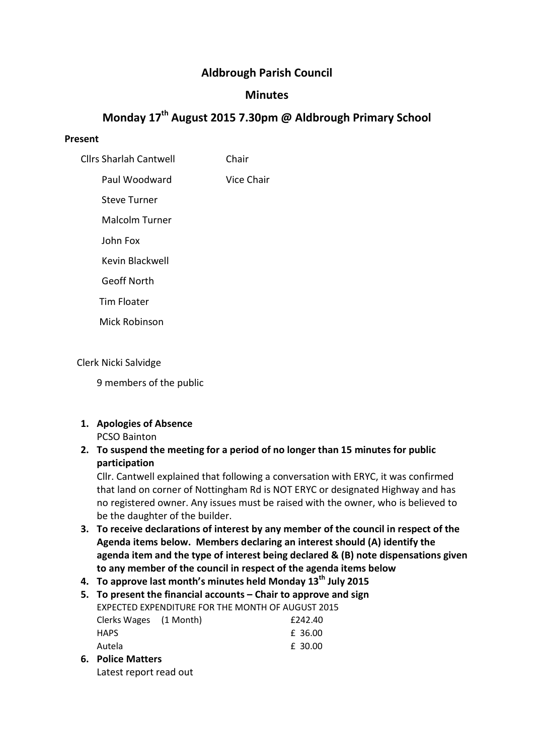# Aldbrough Parish Council

## Minutes

## Monday 17th August 2015 7.30pm @ Aldbrough Primary School

**Present**

| | |
|---|---|
| Cllrs Sharlah Cantwell | Chair |
| Paul Woodward | Vice Chair |
| Steve Turner | |
| Malcolm Turner | |
| John Fox | |
| Kevin Blackwell | |
| Geoff North | |
| Tim Floater | |
| Mick Robinson | |

Clerk Nicki Salvidge

9 members of the public

1. **Apologies of Absence**
   PCSO Bainton
2. **To suspend the meeting for a period of no longer than 15 minutes for public participation**
   Cllr. Cantwell explained that following a conversation with ERYC, it was confirmed that land on corner of Nottingham Rd is NOT ERYC or designated Highway and has no registered owner. Any issues must be raised with the owner, who is believed to be the daughter of the builder.
3. **To receive declarations of interest by any member of the council in respect of the Agenda items below. Members declaring an interest should (A) identify the agenda item and the type of interest being declared & (B) note dispensations given to any member of the council in respect of the agenda items below**
4. **To approve last month's minutes held Monday 13th July 2015**
5. **To present the financial accounts – Chair to approve and sign**
   EXPECTED EXPENDITURE FOR THE MONTH OF AUGUST 2015

   | | |
   |---|---|
   | Clerks Wages (1 Month) | £242.40 |
   | HAPS | £ 36.00 |
   | Autela | £ 30.00 |

6. **Police Matters**
   Latest report read out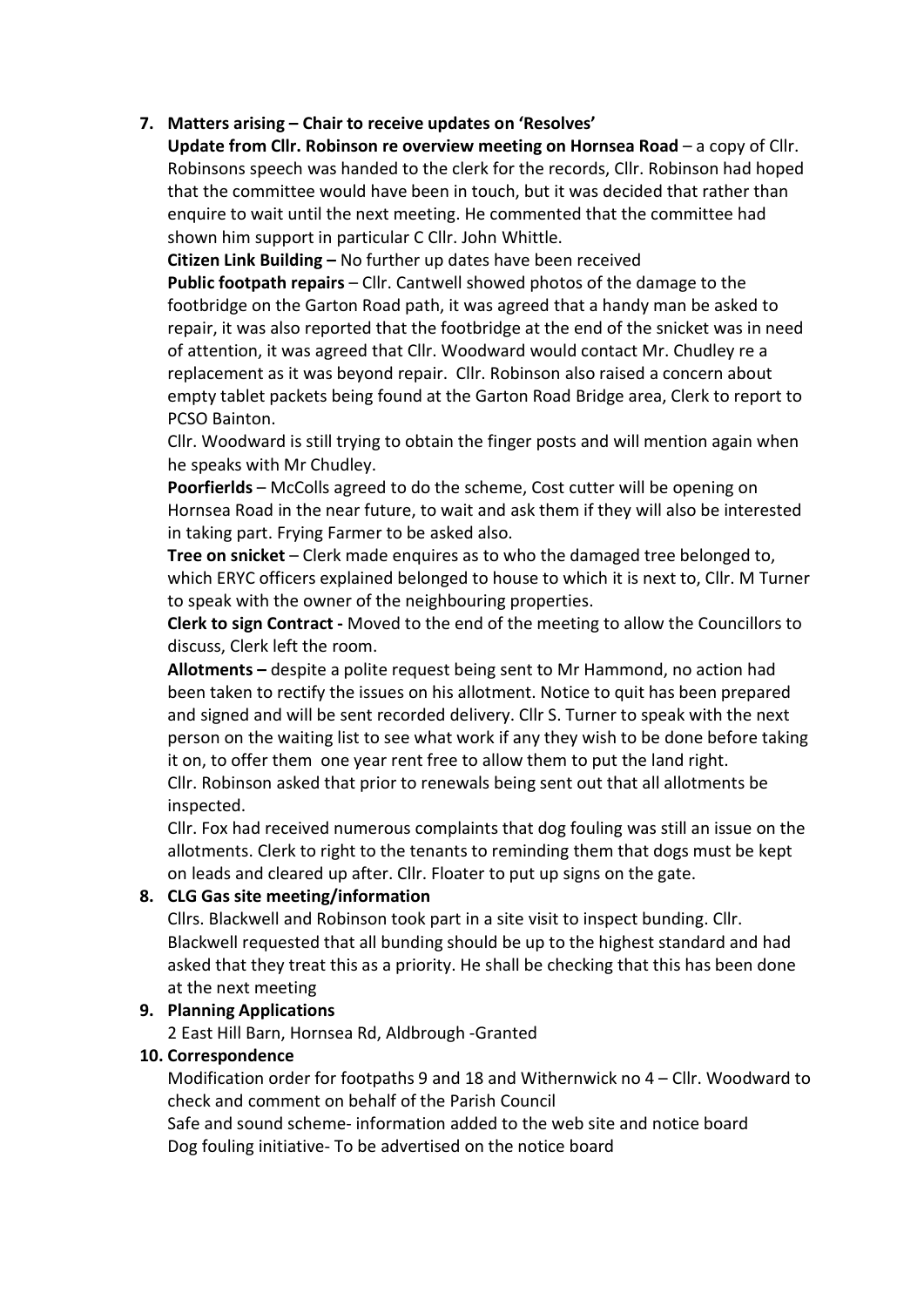7. **Matters arising – Chair to receive updates on 'Resolves'**

   **Update from Cllr. Robinson re overview meeting on Hornsea Road** – a copy of Cllr. Robinsons speech was handed to the clerk for the records, Cllr. Robinson had hoped that the committee would have been in touch, but it was decided that rather than enquire to wait until the next meeting. He commented that the committee had shown him support in particular C Cllr. John Whittle.

   **Citizen Link Building –** No further up dates have been received

   **Public footpath repairs** – Cllr. Cantwell showed photos of the damage to the footbridge on the Garton Road path, it was agreed that a handy man be asked to repair, it was also reported that the footbridge at the end of the snicket was in need of attention, it was agreed that Cllr. Woodward would contact Mr. Chudley re a replacement as it was beyond repair. Cllr. Robinson also raised a concern about empty tablet packets being found at the Garton Road Bridge area, Clerk to report to PCSO Bainton.

   Cllr. Woodward is still trying to obtain the finger posts and will mention again when he speaks with Mr Chudley.

   **Poorfierlds** – McColls agreed to do the scheme, Cost cutter will be opening on Hornsea Road in the near future, to wait and ask them if they will also be interested in taking part. Frying Farmer to be asked also.

   **Tree on snicket** – Clerk made enquires as to who the damaged tree belonged to, which ERYC officers explained belonged to house to which it is next to, Cllr. M Turner to speak with the owner of the neighbouring properties.

   **Clerk to sign Contract -** Moved to the end of the meeting to allow the Councillors to discuss, Clerk left the room.

   **Allotments –** despite a polite request being sent to Mr Hammond, no action had been taken to rectify the issues on his allotment. Notice to quit has been prepared and signed and will be sent recorded delivery. Cllr S. Turner to speak with the next person on the waiting list to see what work if any they wish to be done before taking it on, to offer them one year rent free to allow them to put the land right.

   Cllr. Robinson asked that prior to renewals being sent out that all allotments be inspected.

   Cllr. Fox had received numerous complaints that dog fouling was still an issue on the allotments. Clerk to right to the tenants to reminding them that dogs must be kept on leads and cleared up after. Cllr. Floater to put up signs on the gate.

8. **CLG Gas site meeting/information**

   Cllrs. Blackwell and Robinson took part in a site visit to inspect bunding. Cllr. Blackwell requested that all bunding should be up to the highest standard and had asked that they treat this as a priority. He shall be checking that this has been done at the next meeting

9. **Planning Applications**

   2 East Hill Barn, Hornsea Rd, Aldbrough -Granted

10. **Correspondence**

    Modification order for footpaths 9 and 18 and Withernwick no 4 – Cllr. Woodward to check and comment on behalf of the Parish Council

    Safe and sound scheme- information added to the web site and notice board

    Dog fouling initiative- To be advertised on the notice board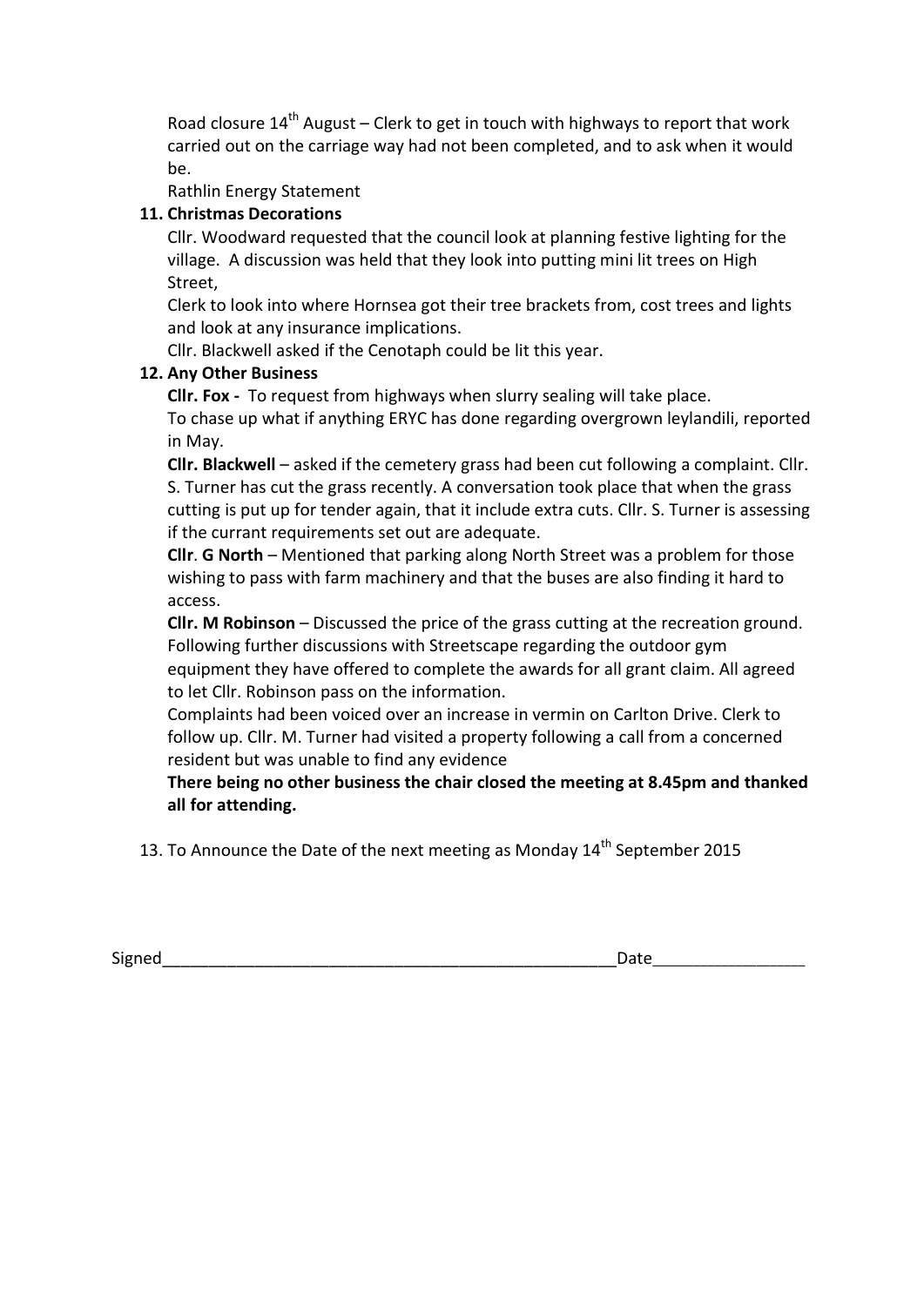Road closure 14th August – Clerk to get in touch with highways to report that work carried out on the carriage way had not been completed, and to ask when it would be.

Rathlin Energy Statement

**11. Christmas Decorations**

Cllr. Woodward requested that the council look at planning festive lighting for the village. A discussion was held that they look into putting mini lit trees on High Street,

Clerk to look into where Hornsea got their tree brackets from, cost trees and lights and look at any insurance implications.

Cllr. Blackwell asked if the Cenotaph could be lit this year.

**12. Any Other Business**

**Cllr. Fox -** To request from highways when slurry sealing will take place.

To chase up what if anything ERYC has done regarding overgrown leylandili, reported in May.

**Cllr. Blackwell** – asked if the cemetery grass had been cut following a complaint. Cllr. S. Turner has cut the grass recently. A conversation took place that when the grass cutting is put up for tender again, that it include extra cuts. Cllr. S. Turner is assessing if the currant requirements set out are adequate.

**Cllr**. **G North** – Mentioned that parking along North Street was a problem for those wishing to pass with farm machinery and that the buses are also finding it hard to access.

**Cllr. M Robinson** – Discussed the price of the grass cutting at the recreation ground. Following further discussions with Streetscape regarding the outdoor gym equipment they have offered to complete the awards for all grant claim. All agreed to let Cllr. Robinson pass on the information.

Complaints had been voiced over an increase in vermin on Carlton Drive. Clerk to follow up. Cllr. M. Turner had visited a property following a call from a concerned resident but was unable to find any evidence

**There being no other business the chair closed the meeting at 8.45pm and thanked all for attending.**

13. To Announce the Date of the next meeting as Monday 14th September 2015

Signed__________________________________________________ Date________________